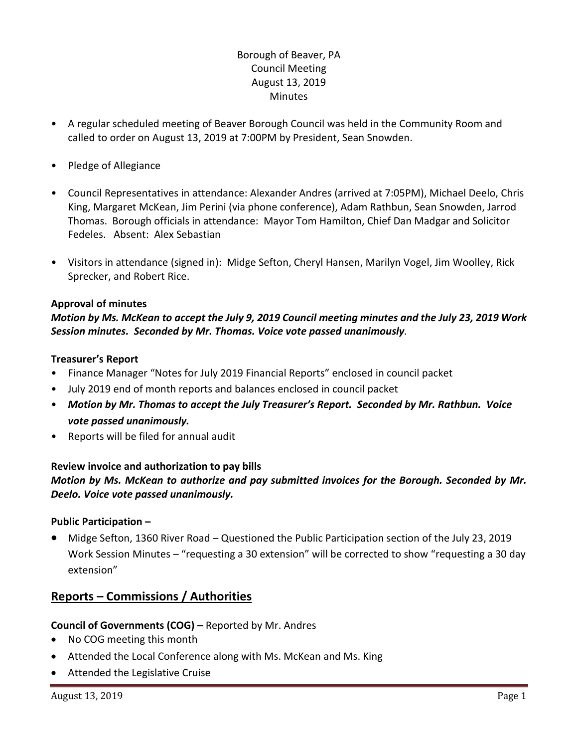Borough of Beaver, PA
Council Meeting
August 13, 2019
Minutes

- A regular scheduled meeting of Beaver Borough Council was held in the Community Room and called to order on August 13, 2019 at 7:00PM by President, Sean Snowden.
- Pledge of Allegiance
- Council Representatives in attendance: Alexander Andres (arrived at 7:05PM), Michael Deelo, Chris King, Margaret McKean, Jim Perini (via phone conference), Adam Rathbun, Sean Snowden, Jarrod Thomas. Borough officials in attendance: Mayor Tom Hamilton, Chief Dan Madgar and Solicitor Fedeles. Absent: Alex Sebastian
- Visitors in attendance (signed in): Midge Sefton, Cheryl Hansen, Marilyn Vogel, Jim Woolley, Rick Sprecker, and Robert Rice.

**Approval of minutes**

***Motion by Ms. McKean to accept the July 9, 2019 Council meeting minutes and the July 23, 2019 Work Session minutes. Seconded by Mr. Thomas. Voice vote passed unanimously.***

**Treasurer's Report**

- Finance Manager "Notes for July 2019 Financial Reports" enclosed in council packet
- July 2019 end of month reports and balances enclosed in council packet
- ***Motion by Mr. Thomas to accept the July Treasurer's Report. Seconded by Mr. Rathbun. Voice vote passed unanimously.***
- Reports will be filed for annual audit

**Review invoice and authorization to pay bills**

***Motion by Ms. McKean to authorize and pay submitted invoices for the Borough. Seconded by Mr. Deelo. Voice vote passed unanimously.***

**Public Participation –**

- Midge Sefton, 1360 River Road – Questioned the Public Participation section of the July 23, 2019 Work Session Minutes – "requesting a 30 extension" will be corrected to show "requesting a 30 day extension"

## Reports – Commissions / Authorities

**Council of Governments (COG) –** Reported by Mr. Andres

- No COG meeting this month
- Attended the Local Conference along with Ms. McKean and Ms. King
- Attended the Legislative Cruise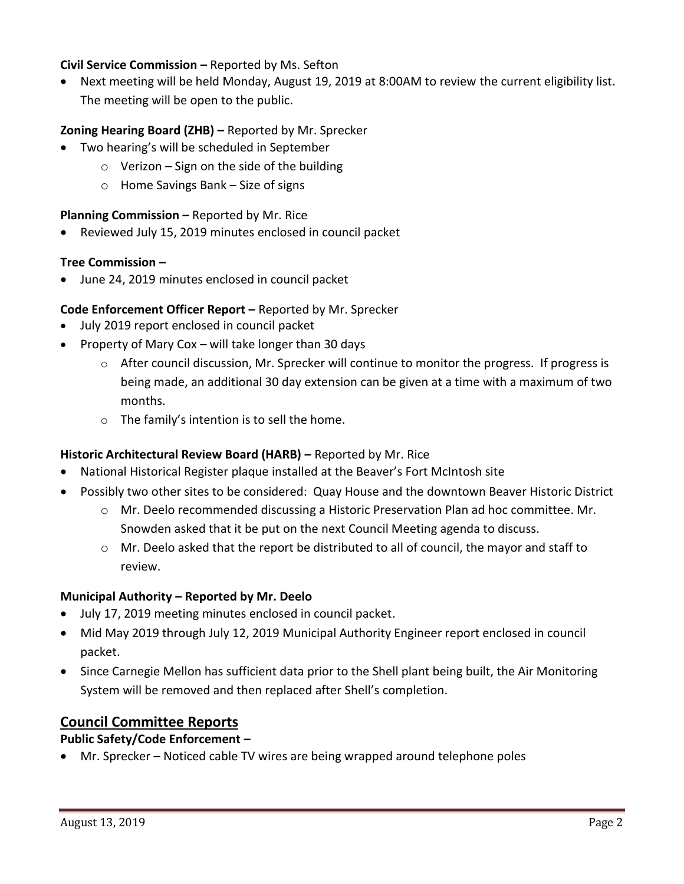**Civil Service Commission –** Reported by Ms. Sefton

- Next meeting will be held Monday, August 19, 2019 at 8:00AM to review the current eligibility list. The meeting will be open to the public.

**Zoning Hearing Board (ZHB) –** Reported by Mr. Sprecker

- Two hearing's will be scheduled in September
  - Verizon – Sign on the side of the building
  - Home Savings Bank – Size of signs

**Planning Commission –** Reported by Mr. Rice

- Reviewed July 15, 2019 minutes enclosed in council packet

**Tree Commission –**

- June 24, 2019 minutes enclosed in council packet

**Code Enforcement Officer Report –** Reported by Mr. Sprecker

- July 2019 report enclosed in council packet
- Property of Mary Cox – will take longer than 30 days
  - After council discussion, Mr. Sprecker will continue to monitor the progress. If progress is being made, an additional 30 day extension can be given at a time with a maximum of two months.
  - The family's intention is to sell the home.

**Historic Architectural Review Board (HARB) –** Reported by Mr. Rice

- National Historical Register plaque installed at the Beaver's Fort McIntosh site
- Possibly two other sites to be considered: Quay House and the downtown Beaver Historic District
  - Mr. Deelo recommended discussing a Historic Preservation Plan ad hoc committee. Mr. Snowden asked that it be put on the next Council Meeting agenda to discuss.
  - Mr. Deelo asked that the report be distributed to all of council, the mayor and staff to review.

**Municipal Authority – Reported by Mr. Deelo**

- July 17, 2019 meeting minutes enclosed in council packet.
- Mid May 2019 through July 12, 2019 Municipal Authority Engineer report enclosed in council packet.
- Since Carnegie Mellon has sufficient data prior to the Shell plant being built, the Air Monitoring System will be removed and then replaced after Shell's completion.

## Council Committee Reports

**Public Safety/Code Enforcement –**

- Mr. Sprecker – Noticed cable TV wires are being wrapped around telephone poles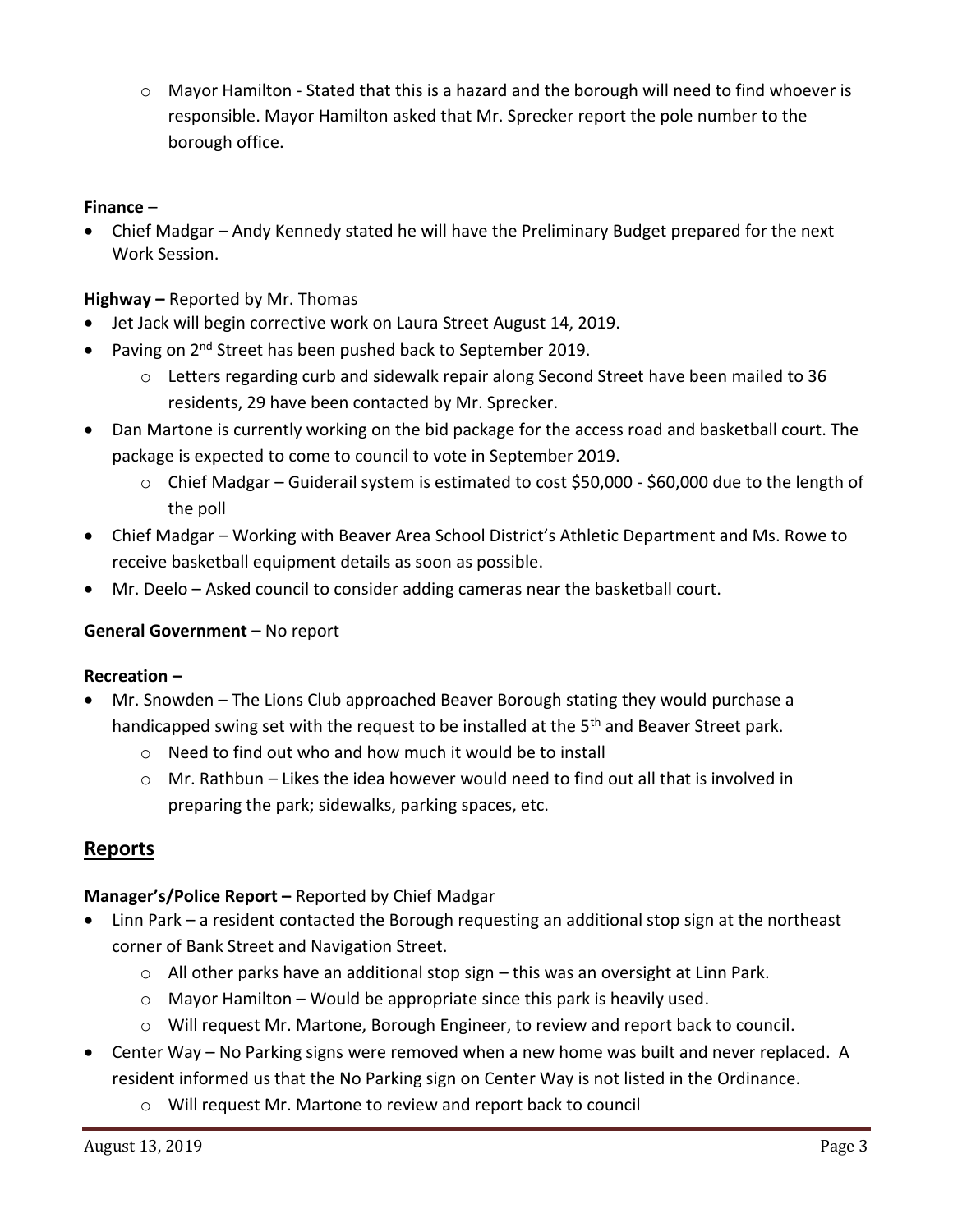- Mayor Hamilton - Stated that this is a hazard and the borough will need to find whoever is responsible. Mayor Hamilton asked that Mr. Sprecker report the pole number to the borough office.

**Finance** –

- Chief Madgar – Andy Kennedy stated he will have the Preliminary Budget prepared for the next Work Session.

**Highway –** Reported by Mr. Thomas

- Jet Jack will begin corrective work on Laura Street August 14, 2019.
- Paving on 2nd Street has been pushed back to September 2019.
    - Letters regarding curb and sidewalk repair along Second Street have been mailed to 36 residents, 29 have been contacted by Mr. Sprecker.
- Dan Martone is currently working on the bid package for the access road and basketball court. The package is expected to come to council to vote in September 2019.
    - Chief Madgar – Guiderail system is estimated to cost $50,000 - $60,000 due to the length of the poll
- Chief Madgar – Working with Beaver Area School District's Athletic Department and Ms. Rowe to receive basketball equipment details as soon as possible.
- Mr. Deelo – Asked council to consider adding cameras near the basketball court.

**General Government –** No report

**Recreation –**

- Mr. Snowden – The Lions Club approached Beaver Borough stating they would purchase a handicapped swing set with the request to be installed at the 5th and Beaver Street park.
    - Need to find out who and how much it would be to install
    - Mr. Rathbun – Likes the idea however would need to find out all that is involved in preparing the park; sidewalks, parking spaces, etc.

## Reports

**Manager's/Police Report –** Reported by Chief Madgar

- Linn Park – a resident contacted the Borough requesting an additional stop sign at the northeast corner of Bank Street and Navigation Street.
    - All other parks have an additional stop sign – this was an oversight at Linn Park.
    - Mayor Hamilton – Would be appropriate since this park is heavily used.
    - Will request Mr. Martone, Borough Engineer, to review and report back to council.
- Center Way – No Parking signs were removed when a new home was built and never replaced. A resident informed us that the No Parking sign on Center Way is not listed in the Ordinance.
    - Will request Mr. Martone to review and report back to council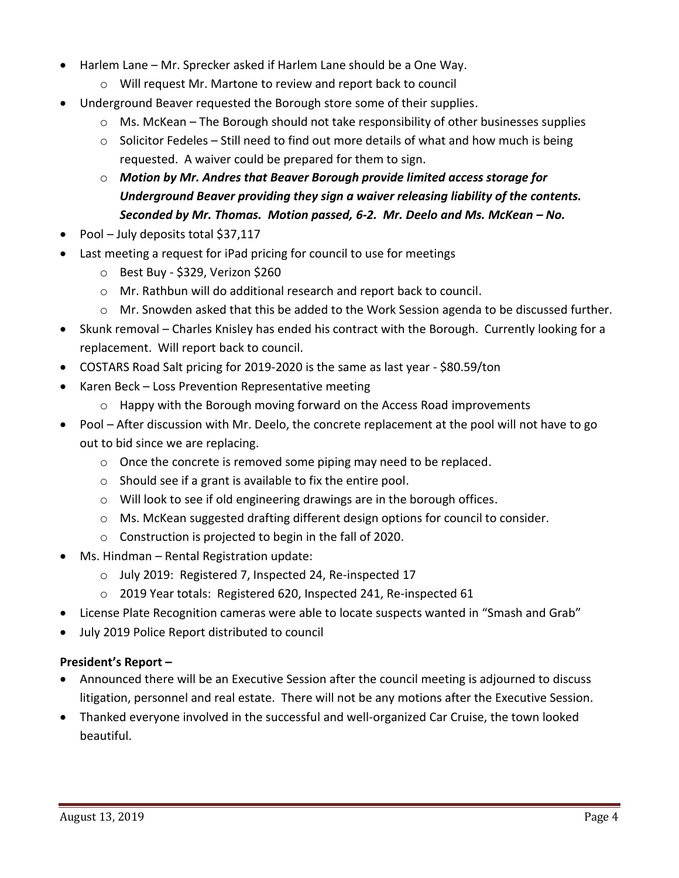- Harlem Lane – Mr. Sprecker asked if Harlem Lane should be a One Way.
    - Will request Mr. Martone to review and report back to council
- Underground Beaver requested the Borough store some of their supplies.
    - Ms. McKean – The Borough should not take responsibility of other businesses supplies
    - Solicitor Fedeles – Still need to find out more details of what and how much is being requested. A waiver could be prepared for them to sign.
    - ***Motion by Mr. Andres that Beaver Borough provide limited access storage for Underground Beaver providing they sign a waiver releasing liability of the contents. Seconded by Mr. Thomas. Motion passed, 6-2. Mr. Deelo and Ms. McKean – No.***
- Pool – July deposits total $37,117
- Last meeting a request for iPad pricing for council to use for meetings
    - Best Buy - $329, Verizon $260
    - Mr. Rathbun will do additional research and report back to council.
    - Mr. Snowden asked that this be added to the Work Session agenda to be discussed further.
- Skunk removal – Charles Knisley has ended his contract with the Borough. Currently looking for a replacement. Will report back to council.
- COSTARS Road Salt pricing for 2019-2020 is the same as last year - $80.59/ton
- Karen Beck – Loss Prevention Representative meeting
    - Happy with the Borough moving forward on the Access Road improvements
- Pool – After discussion with Mr. Deelo, the concrete replacement at the pool will not have to go out to bid since we are replacing.
    - Once the concrete is removed some piping may need to be replaced.
    - Should see if a grant is available to fix the entire pool.
    - Will look to see if old engineering drawings are in the borough offices.
    - Ms. McKean suggested drafting different design options for council to consider.
    - Construction is projected to begin in the fall of 2020.
- Ms. Hindman – Rental Registration update:
    - July 2019: Registered 7, Inspected 24, Re-inspected 17
    - 2019 Year totals: Registered 620, Inspected 241, Re-inspected 61
- License Plate Recognition cameras were able to locate suspects wanted in "Smash and Grab"
- July 2019 Police Report distributed to council

**President's Report –**

- Announced there will be an Executive Session after the council meeting is adjourned to discuss litigation, personnel and real estate. There will not be any motions after the Executive Session.
- Thanked everyone involved in the successful and well-organized Car Cruise, the town looked beautiful.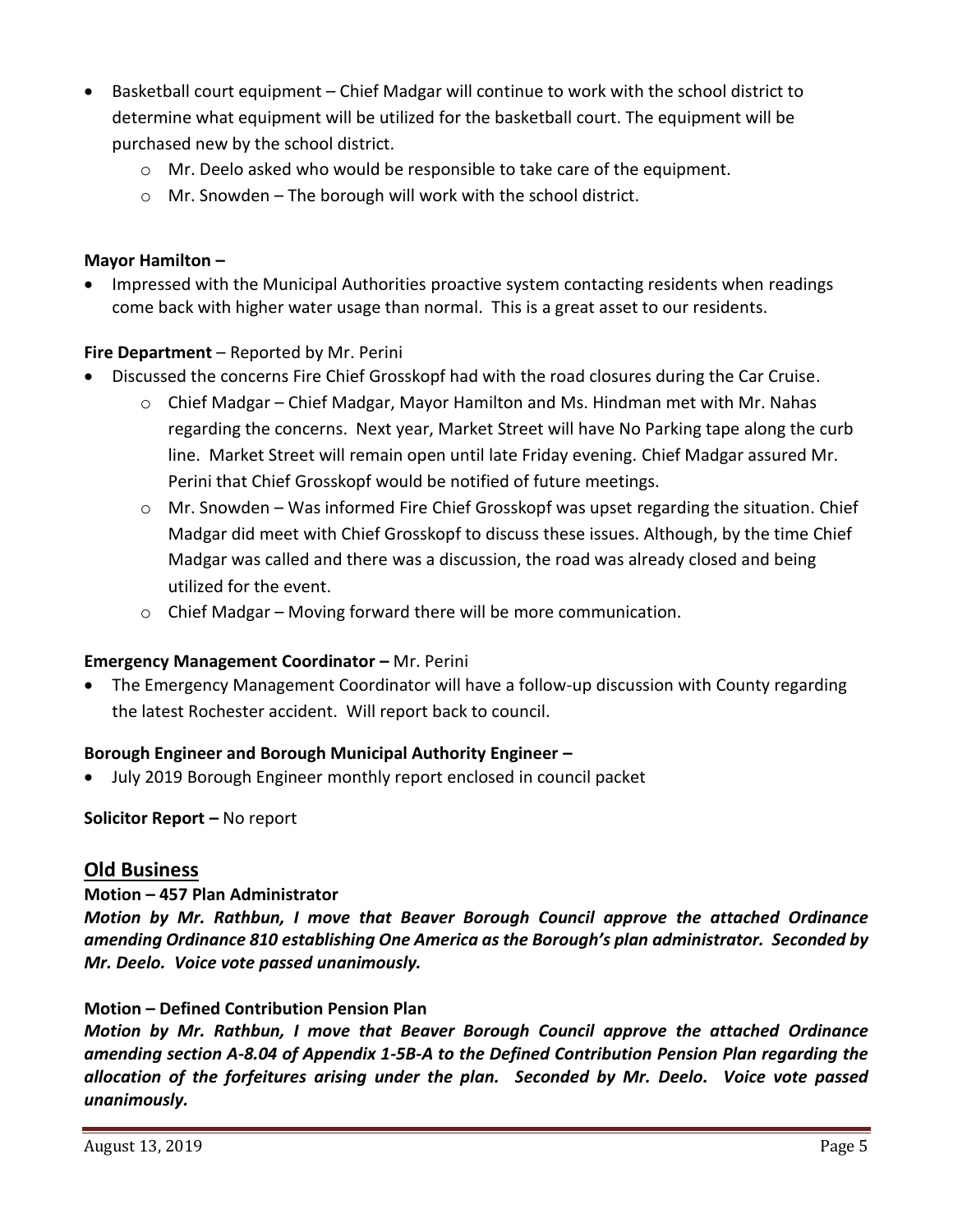- Basketball court equipment – Chief Madgar will continue to work with the school district to determine what equipment will be utilized for the basketball court. The equipment will be purchased new by the school district.
  - Mr. Deelo asked who would be responsible to take care of the equipment.
  - Mr. Snowden – The borough will work with the school district.

**Mayor Hamilton –**

- Impressed with the Municipal Authorities proactive system contacting residents when readings come back with higher water usage than normal. This is a great asset to our residents.

**Fire Department** – Reported by Mr. Perini

- Discussed the concerns Fire Chief Grosskopf had with the road closures during the Car Cruise.
  - Chief Madgar – Chief Madgar, Mayor Hamilton and Ms. Hindman met with Mr. Nahas regarding the concerns. Next year, Market Street will have No Parking tape along the curb line. Market Street will remain open until late Friday evening. Chief Madgar assured Mr. Perini that Chief Grosskopf would be notified of future meetings.
  - Mr. Snowden – Was informed Fire Chief Grosskopf was upset regarding the situation. Chief Madgar did meet with Chief Grosskopf to discuss these issues. Although, by the time Chief Madgar was called and there was a discussion, the road was already closed and being utilized for the event.
  - Chief Madgar – Moving forward there will be more communication.

**Emergency Management Coordinator –** Mr. Perini

- The Emergency Management Coordinator will have a follow-up discussion with County regarding the latest Rochester accident. Will report back to council.

**Borough Engineer and Borough Municipal Authority Engineer –**

- July 2019 Borough Engineer monthly report enclosed in council packet

**Solicitor Report –** No report

## Old Business

**Motion – 457 Plan Administrator**

***Motion by Mr. Rathbun, I move that Beaver Borough Council approve the attached Ordinance amending Ordinance 810 establishing One America as the Borough's plan administrator. Seconded by Mr. Deelo. Voice vote passed unanimously.***

**Motion – Defined Contribution Pension Plan**

***Motion by Mr. Rathbun, I move that Beaver Borough Council approve the attached Ordinance amending section A-8.04 of Appendix 1-5B-A to the Defined Contribution Pension Plan regarding the allocation of the forfeitures arising under the plan. Seconded by Mr. Deelo. Voice vote passed unanimously.***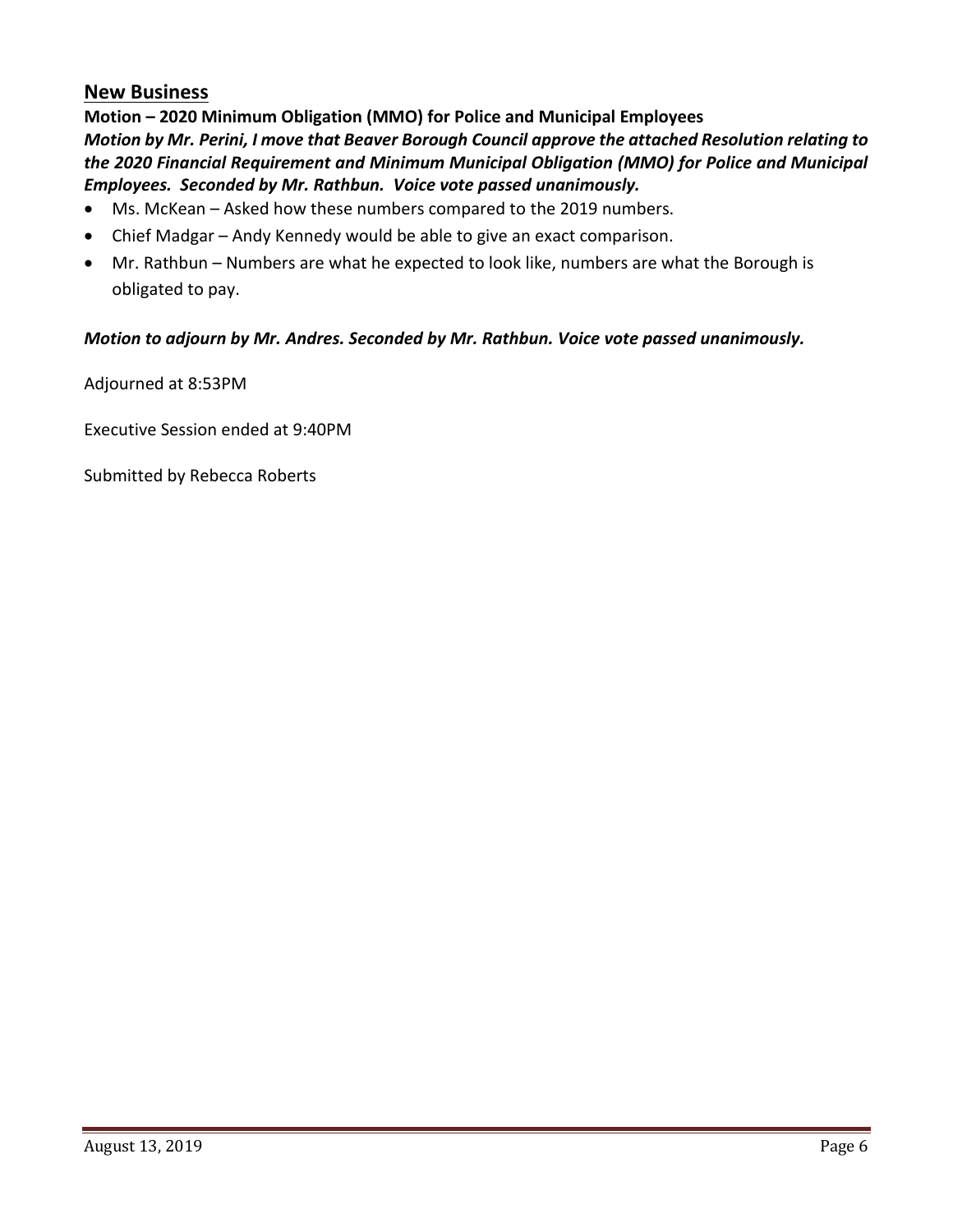## New Business

**Motion – 2020 Minimum Obligation (MMO) for Police and Municipal Employees**

***Motion by Mr. Perini, I move that Beaver Borough Council approve the attached Resolution relating to the 2020 Financial Requirement and Minimum Municipal Obligation (MMO) for Police and Municipal Employees. Seconded by Mr. Rathbun. Voice vote passed unanimously.***

- Ms. McKean – Asked how these numbers compared to the 2019 numbers.
- Chief Madgar – Andy Kennedy would be able to give an exact comparison.
- Mr. Rathbun – Numbers are what he expected to look like, numbers are what the Borough is obligated to pay.

***Motion to adjourn by Mr. Andres. Seconded by Mr. Rathbun. Voice vote passed unanimously.***

Adjourned at 8:53PM

Executive Session ended at 9:40PM

Submitted by Rebecca Roberts